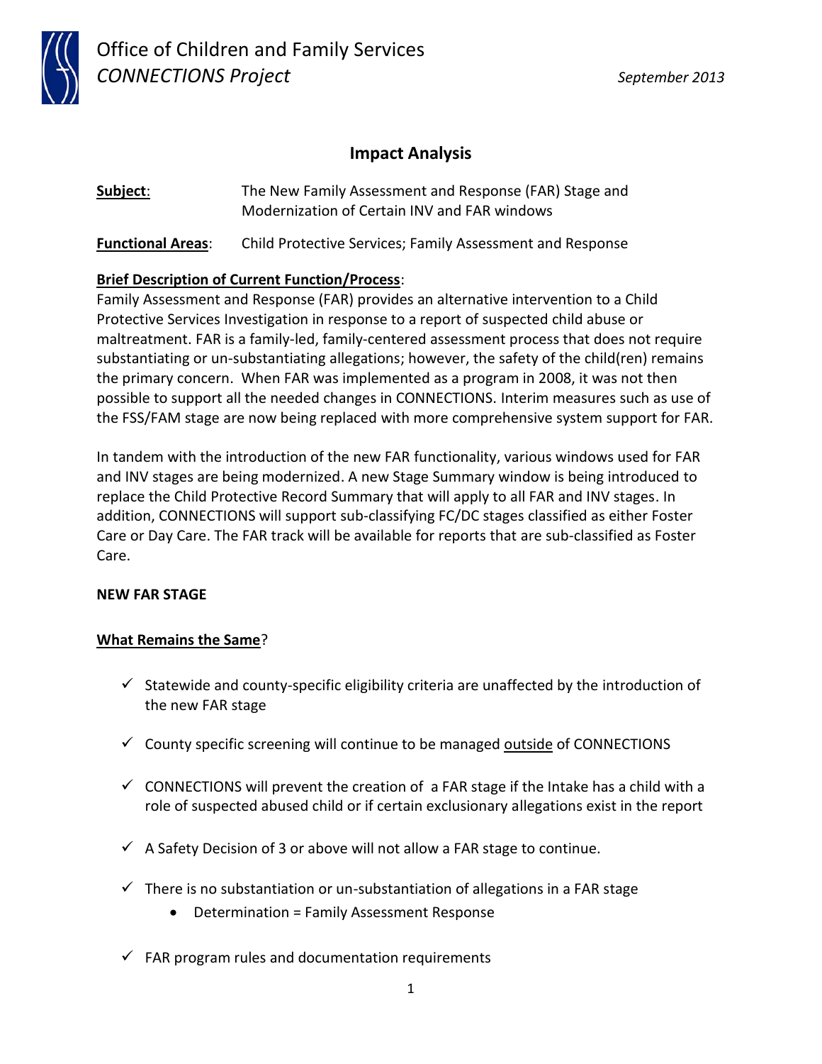Office of Children and Family Services
*CONNECTIONS Project*

*September 2013*

# Impact Analysis

**Subject**: The New Family Assessment and Response (FAR) Stage and Modernization of Certain INV and FAR windows

**Functional Areas**: Child Protective Services; Family Assessment and Response

**Brief Description of Current Function/Process**:
Family Assessment and Response (FAR) provides an alternative intervention to a Child Protective Services Investigation in response to a report of suspected child abuse or maltreatment. FAR is a family-led, family-centered assessment process that does not require substantiating or un-substantiating allegations; however, the safety of the child(ren) remains the primary concern. When FAR was implemented as a program in 2008, it was not then possible to support all the needed changes in CONNECTIONS. Interim measures such as use of the FSS/FAM stage are now being replaced with more comprehensive system support for FAR.

In tandem with the introduction of the new FAR functionality, various windows used for FAR and INV stages are being modernized. A new Stage Summary window is being introduced to replace the Child Protective Record Summary that will apply to all FAR and INV stages. In addition, CONNECTIONS will support sub-classifying FC/DC stages classified as either Foster Care or Day Care. The FAR track will be available for reports that are sub-classified as Foster Care.

**NEW FAR STAGE**

**What Remains the Same?**

- ✓ Statewide and county-specific eligibility criteria are unaffected by the introduction of the new FAR stage
- ✓ County specific screening will continue to be managed outside of CONNECTIONS
- ✓ CONNECTIONS will prevent the creation of a FAR stage if the Intake has a child with a role of suspected abused child or if certain exclusionary allegations exist in the report
- ✓ A Safety Decision of 3 or above will not allow a FAR stage to continue.
- ✓ There is no substantiation or un-substantiation of allegations in a FAR stage
  - Determination = Family Assessment Response
- ✓ FAR program rules and documentation requirements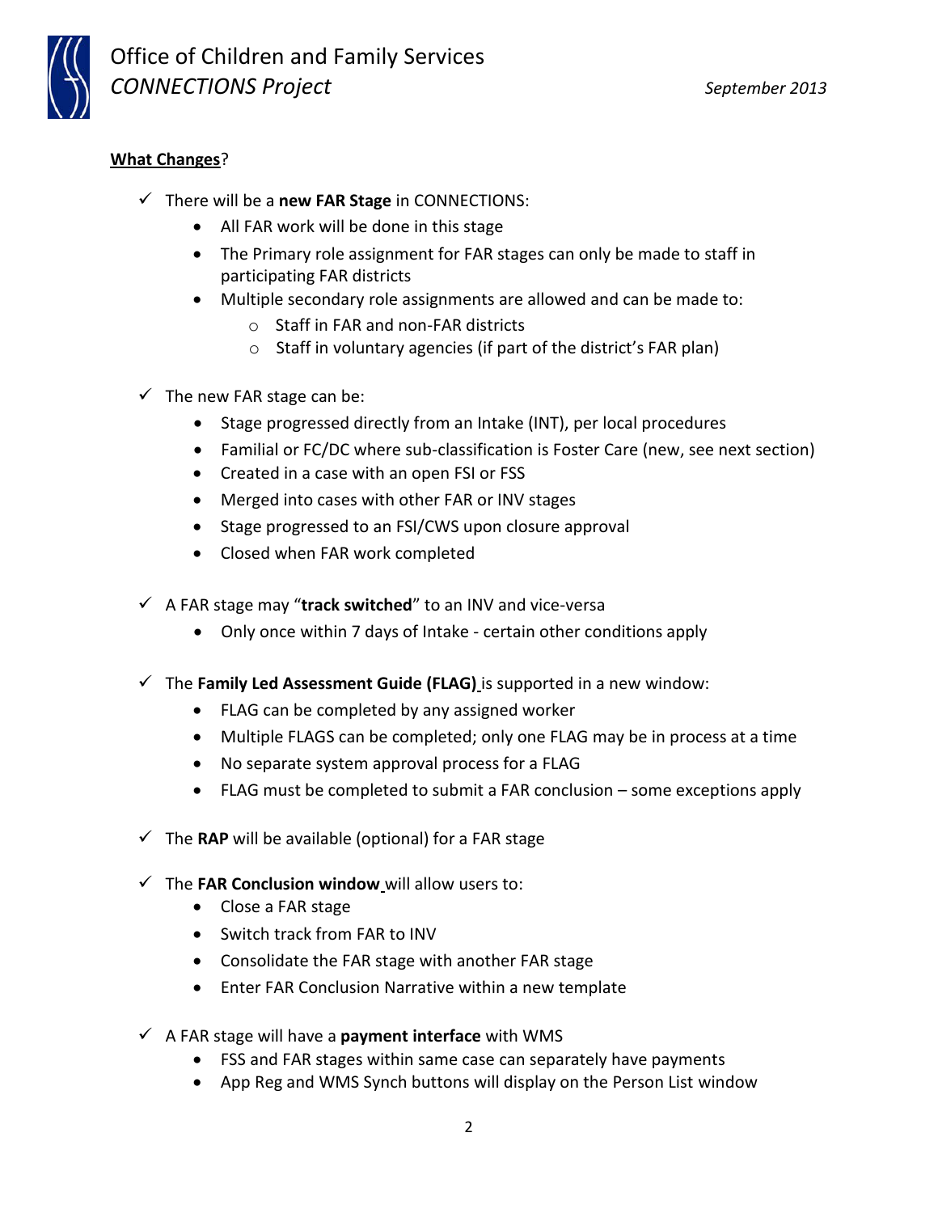**What Changes**?

- ✓ There will be a **new FAR Stage** in CONNECTIONS:
  - All FAR work will be done in this stage
  - The Primary role assignment for FAR stages can only be made to staff in participating FAR districts
  - Multiple secondary role assignments are allowed and can be made to:
    - Staff in FAR and non-FAR districts
    - Staff in voluntary agencies (if part of the district's FAR plan)

- ✓ The new FAR stage can be:
  - Stage progressed directly from an Intake (INT), per local procedures
  - Familial or FC/DC where sub-classification is Foster Care (new, see next section)
  - Created in a case with an open FSI or FSS
  - Merged into cases with other FAR or INV stages
  - Stage progressed to an FSI/CWS upon closure approval
  - Closed when FAR work completed

- ✓ A FAR stage may "**track switched**" to an INV and vice-versa
  - Only once within 7 days of Intake - certain other conditions apply

- ✓ The **Family Led Assessment Guide (FLAG)** is supported in a new window:
  - FLAG can be completed by any assigned worker
  - Multiple FLAGS can be completed; only one FLAG may be in process at a time
  - No separate system approval process for a FLAG
  - FLAG must be completed to submit a FAR conclusion – some exceptions apply

- ✓ The **RAP** will be available (optional) for a FAR stage

- ✓ The **FAR Conclusion window** will allow users to:
  - Close a FAR stage
  - Switch track from FAR to INV
  - Consolidate the FAR stage with another FAR stage
  - Enter FAR Conclusion Narrative within a new template

- ✓ A FAR stage will have a **payment interface** with WMS
  - FSS and FAR stages within same case can separately have payments
  - App Reg and WMS Synch buttons will display on the Person List window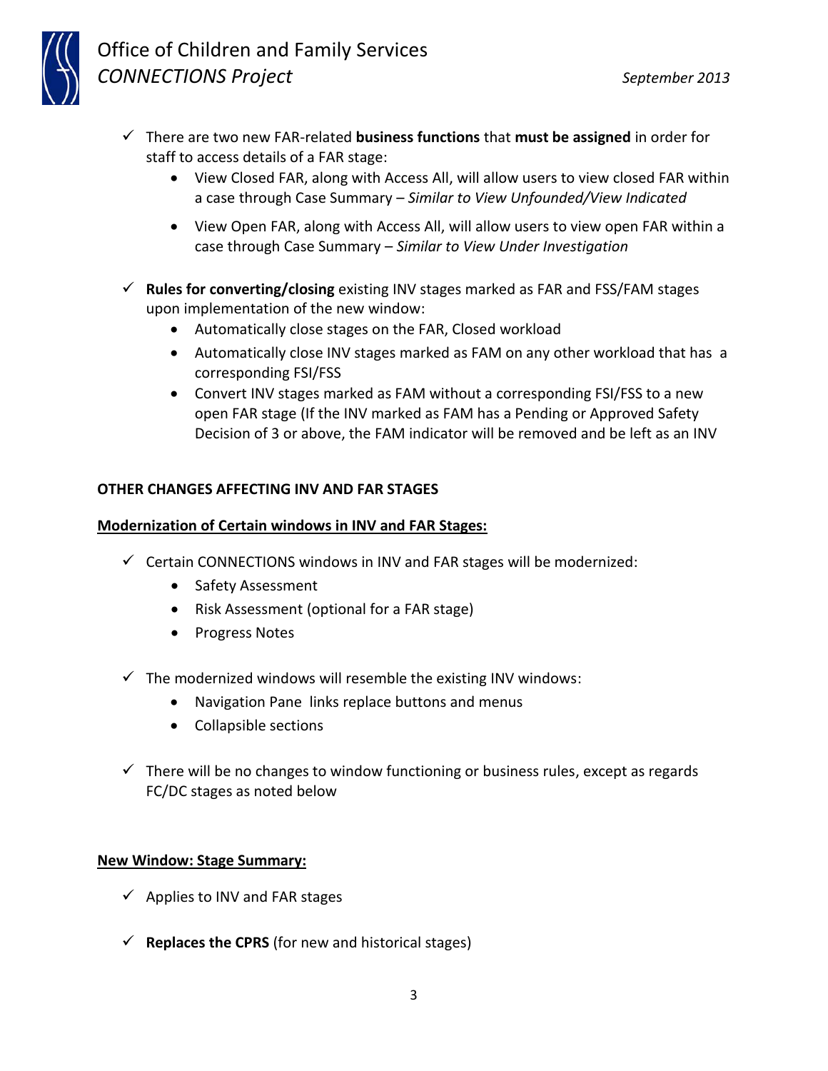- ✓ There are two new FAR-related **business functions** that **must be assigned** in order for staff to access details of a FAR stage:
  - View Closed FAR, along with Access All, will allow users to view closed FAR within a case through Case Summary – *Similar to View Unfounded/View Indicated*
  - View Open FAR, along with Access All, will allow users to view open FAR within a case through Case Summary – *Similar to View Under Investigation*
- ✓ **Rules for converting/closing** existing INV stages marked as FAR and FSS/FAM stages upon implementation of the new window:
  - Automatically close stages on the FAR, Closed workload
  - Automatically close INV stages marked as FAM on any other workload that has a corresponding FSI/FSS
  - Convert INV stages marked as FAM without a corresponding FSI/FSS to a new open FAR stage (If the INV marked as FAM has a Pending or Approved Safety Decision of 3 or above, the FAM indicator will be removed and be left as an INV

**OTHER CHANGES AFFECTING INV AND FAR STAGES**

**Modernization of Certain windows in INV and FAR Stages:**

- ✓ Certain CONNECTIONS windows in INV and FAR stages will be modernized:
  - Safety Assessment
  - Risk Assessment (optional for a FAR stage)
  - Progress Notes
- ✓ The modernized windows will resemble the existing INV windows:
  - Navigation Pane links replace buttons and menus
  - Collapsible sections
- ✓ There will be no changes to window functioning or business rules, except as regards FC/DC stages as noted below

**New Window: Stage Summary:**

- ✓ Applies to INV and FAR stages
- ✓ **Replaces the CPRS** (for new and historical stages)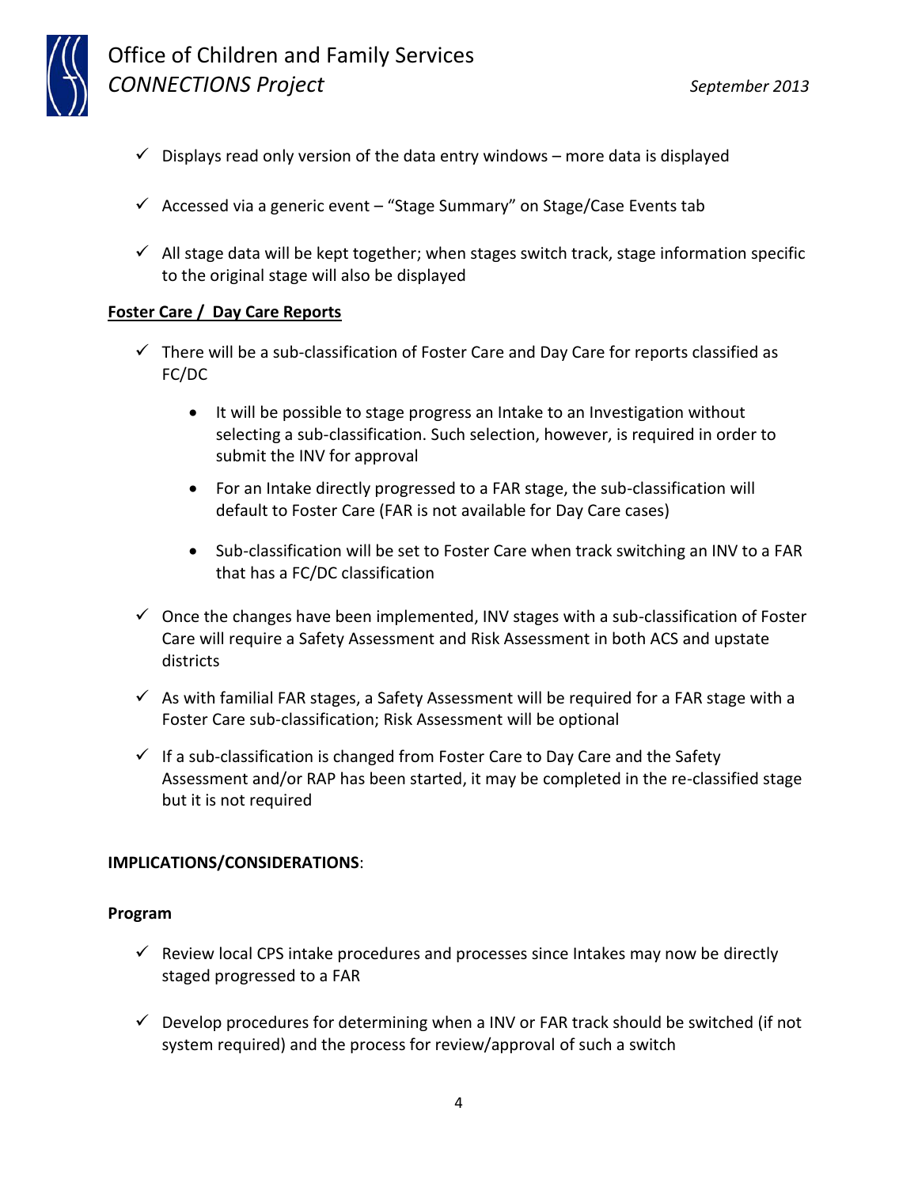- ✓ Displays read only version of the data entry windows – more data is displayed

- ✓ Accessed via a generic event – "Stage Summary" on Stage/Case Events tab

- ✓ All stage data will be kept together; when stages switch track, stage information specific to the original stage will also be displayed

**Foster Care / Day Care Reports**

- ✓ There will be a sub-classification of Foster Care and Day Care for reports classified as FC/DC
  - It will be possible to stage progress an Intake to an Investigation without selecting a sub-classification. Such selection, however, is required in order to submit the INV for approval
  - For an Intake directly progressed to a FAR stage, the sub-classification will default to Foster Care (FAR is not available for Day Care cases)
  - Sub-classification will be set to Foster Care when track switching an INV to a FAR that has a FC/DC classification

- ✓ Once the changes have been implemented, INV stages with a sub-classification of Foster Care will require a Safety Assessment and Risk Assessment in both ACS and upstate districts

- ✓ As with familial FAR stages, a Safety Assessment will be required for a FAR stage with a Foster Care sub-classification; Risk Assessment will be optional

- ✓ If a sub-classification is changed from Foster Care to Day Care and the Safety Assessment and/or RAP has been started, it may be completed in the re-classified stage but it is not required

**IMPLICATIONS/CONSIDERATIONS**:

**Program**

- ✓ Review local CPS intake procedures and processes since Intakes may now be directly staged progressed to a FAR

- ✓ Develop procedures for determining when a INV or FAR track should be switched (if not system required) and the process for review/approval of such a switch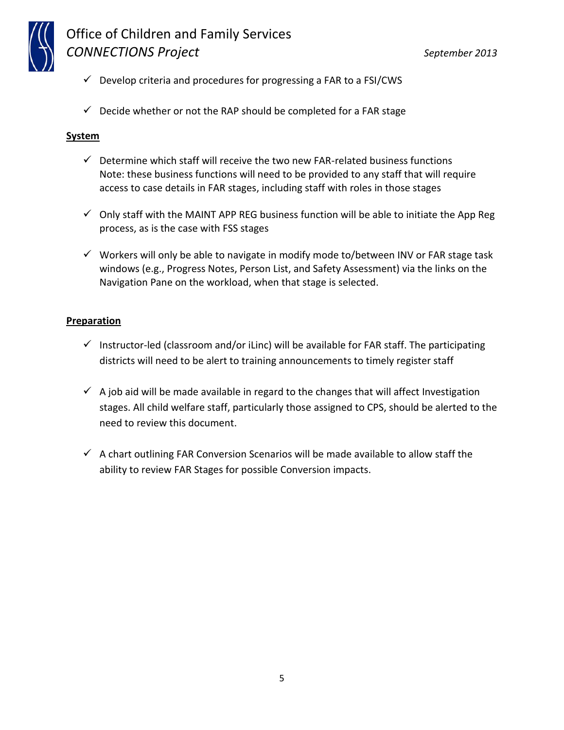- ✓ Develop criteria and procedures for progressing a FAR to a FSI/CWS

- ✓ Decide whether or not the RAP should be completed for a FAR stage

**System**

- ✓ Determine which staff will receive the two new FAR-related business functions
  Note: these business functions will need to be provided to any staff that will require access to case details in FAR stages, including staff with roles in those stages

- ✓ Only staff with the MAINT APP REG business function will be able to initiate the App Reg process, as is the case with FSS stages

- ✓ Workers will only be able to navigate in modify mode to/between INV or FAR stage task windows (e.g., Progress Notes, Person List, and Safety Assessment) via the links on the Navigation Pane on the workload, when that stage is selected.

**Preparation**

- ✓ Instructor-led (classroom and/or iLinc) will be available for FAR staff. The participating districts will need to be alert to training announcements to timely register staff

- ✓ A job aid will be made available in regard to the changes that will affect Investigation stages. All child welfare staff, particularly those assigned to CPS, should be alerted to the need to review this document.

- ✓ A chart outlining FAR Conversion Scenarios will be made available to allow staff the ability to review FAR Stages for possible Conversion impacts.